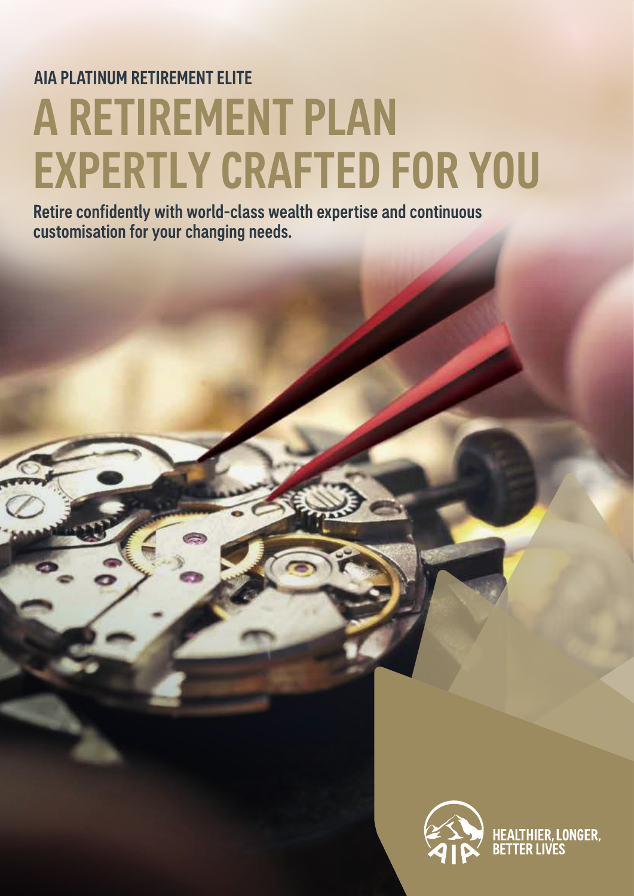AIA PLATINUM RETIREMENT ELITE

# A RETIREMENT PLAN EXPERTLY CRAFTED FOR YOU

**Retire confidently with world-class wealth expertise and continuous customisation for your changing needs.**

HEALTHIER, LONGER, BETTER LIVES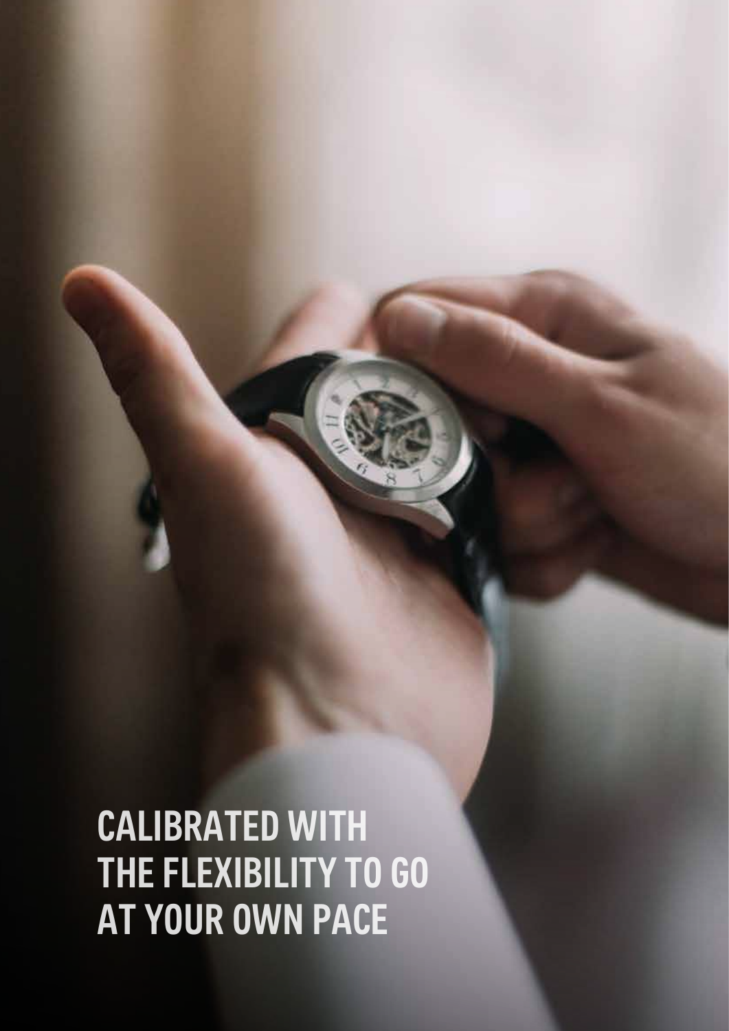CALIBRATED WITH THE FLEXIBILITY TO GO AT YOUR OWN PACE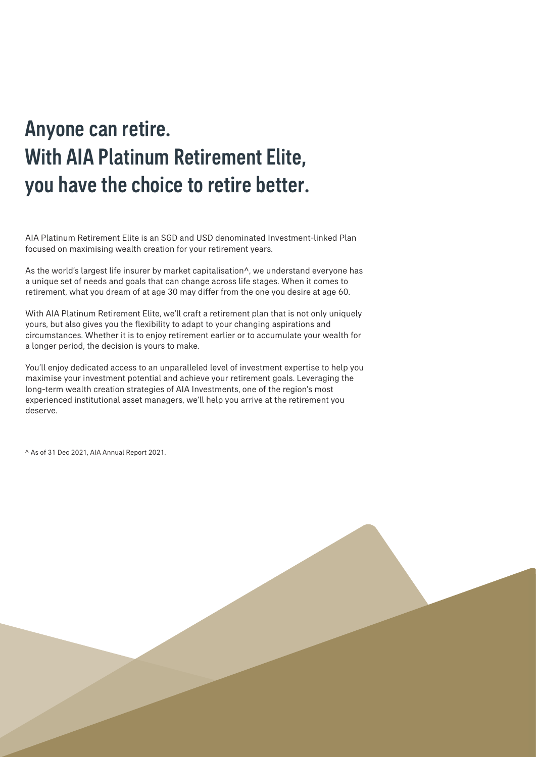# Anyone can retire.
# With AIA Platinum Retirement Elite, you have the choice to retire better.

AIA Platinum Retirement Elite is an SGD and USD denominated Investment-linked Plan focused on maximising wealth creation for your retirement years.

As the world's largest life insurer by market capitalisation^, we understand everyone has a unique set of needs and goals that can change across life stages. When it comes to retirement, what you dream of at age 30 may differ from the one you desire at age 60.

With AIA Platinum Retirement Elite, we'll craft a retirement plan that is not only uniquely yours, but also gives you the flexibility to adapt to your changing aspirations and circumstances. Whether it is to enjoy retirement earlier or to accumulate your wealth for a longer period, the decision is yours to make.

You'll enjoy dedicated access to an unparalleled level of investment expertise to help you maximise your investment potential and achieve your retirement goals. Leveraging the long-term wealth creation strategies of AIA Investments, one of the region's most experienced institutional asset managers, we'll help you arrive at the retirement you deserve.

^ As of 31 Dec 2021, AIA Annual Report 2021.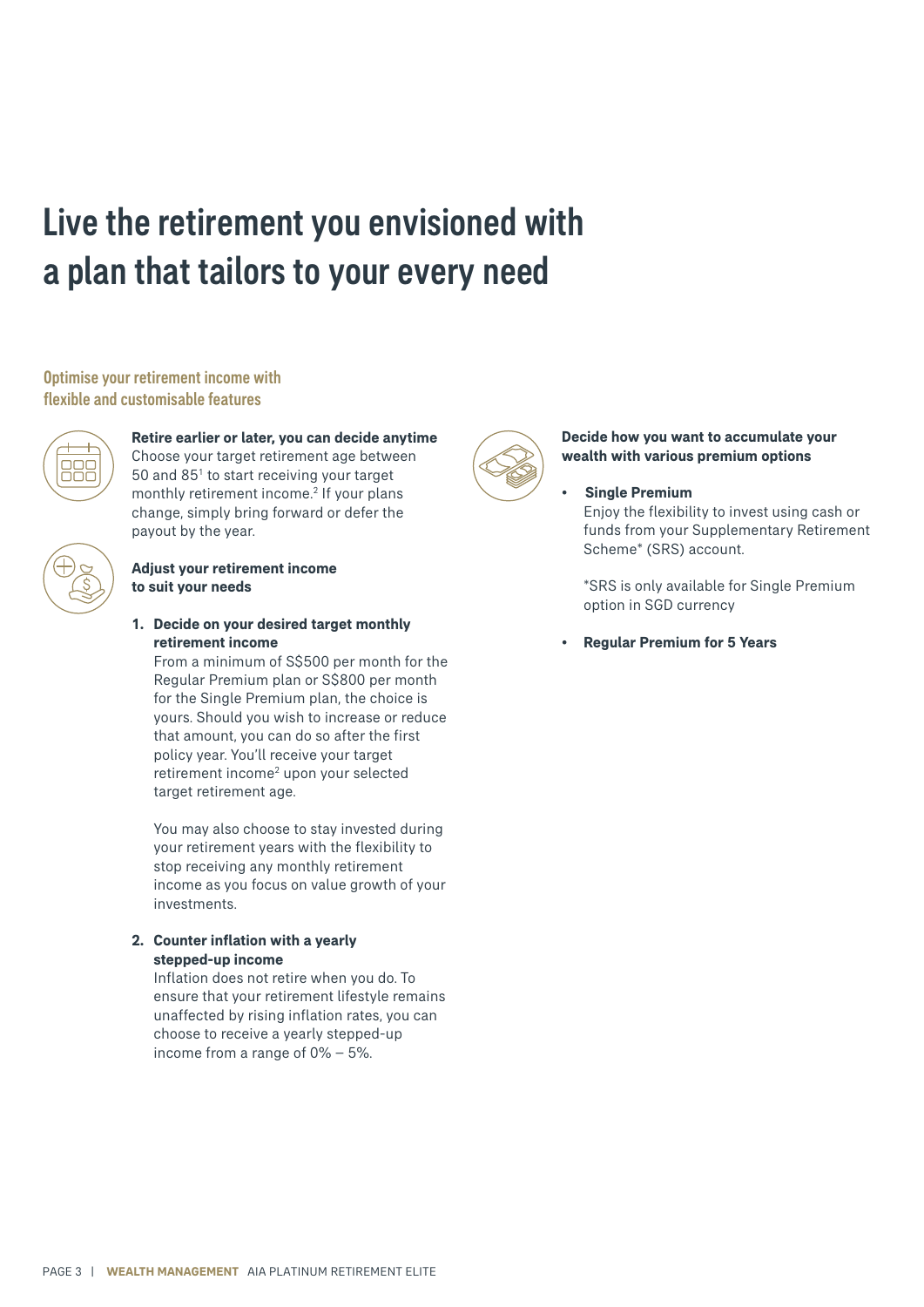# Live the retirement you envisioned with a plan that tailors to your every need

## Optimise your retirement income with flexible and customisable features

**Retire earlier or later, you can decide anytime**

Choose your target retirement age between 50 and 85[1] to start receiving your target monthly retirement income.[2] If your plans change, simply bring forward or defer the payout by the year.

**Adjust your retirement income to suit your needs**

1. **Decide on your desired target monthly retirement income**
   From a minimum of S$500 per month for the Regular Premium plan or S$800 per month for the Single Premium plan, the choice is yours. Should you wish to increase or reduce that amount, you can do so after the first policy year. You'll receive your target retirement income[2] upon your selected target retirement age.

   You may also choose to stay invested during your retirement years with the flexibility to stop receiving any monthly retirement income as you focus on value growth of your investments.

2. **Counter inflation with a yearly stepped-up income**
   Inflation does not retire when you do. To ensure that your retirement lifestyle remains unaffected by rising inflation rates, you can choose to receive a yearly stepped-up income from a range of 0% – 5%.

**Decide how you want to accumulate your wealth with various premium options**

- **Single Premium**
  Enjoy the flexibility to invest using cash or funds from your Supplementary Retirement Scheme* (SRS) account.

  *SRS is only available for Single Premium option in SGD currency

- **Regular Premium for 5 Years**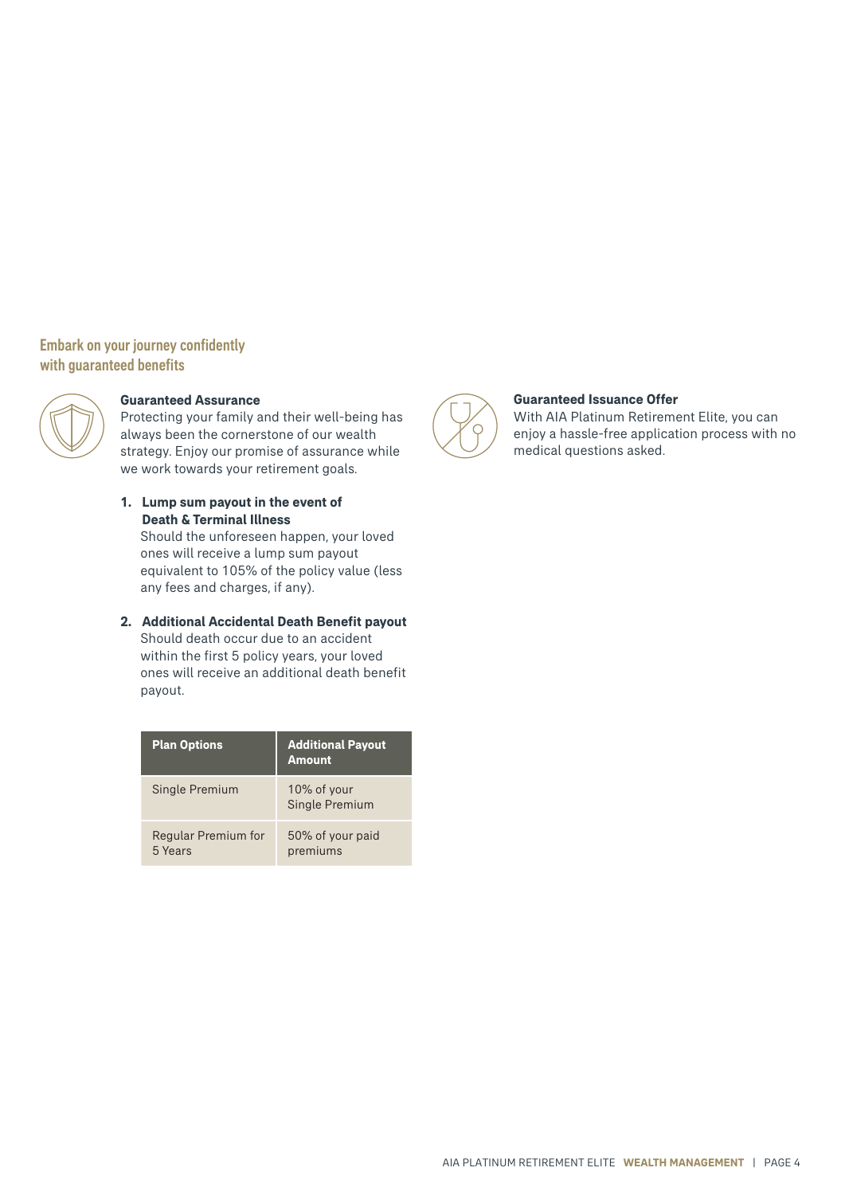## Embark on your journey confidently with guaranteed benefits

### Guaranteed Assurance

Protecting your family and their well-being has always been the cornerstone of our wealth strategy. Enjoy our promise of assurance while we work towards your retirement goals.

1. **Lump sum payout in the event of Death & Terminal Illness**
   Should the unforeseen happen, your loved ones will receive a lump sum payout equivalent to 105% of the policy value (less any fees and charges, if any).

2. **Additional Accidental Death Benefit payout**
   Should death occur due to an accident within the first 5 policy years, your loved ones will receive an additional death benefit payout.

| Plan Options | Additional Payout Amount |
|---|---|
| Single Premium | 10% of your Single Premium |
| Regular Premium for 5 Years | 50% of your paid premiums |

### Guaranteed Issuance Offer

With AIA Platinum Retirement Elite, you can enjoy a hassle-free application process with no medical questions asked.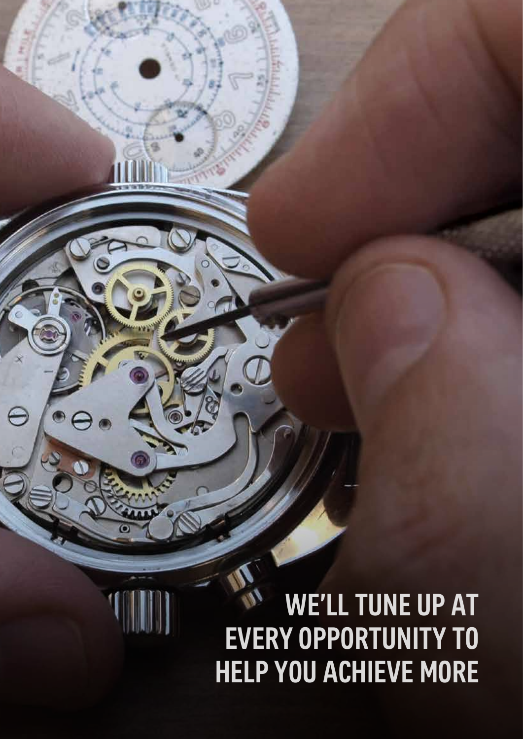# WE'LL TUNE UP AT EVERY OPPORTUNITY TO HELP YOU ACHIEVE MORE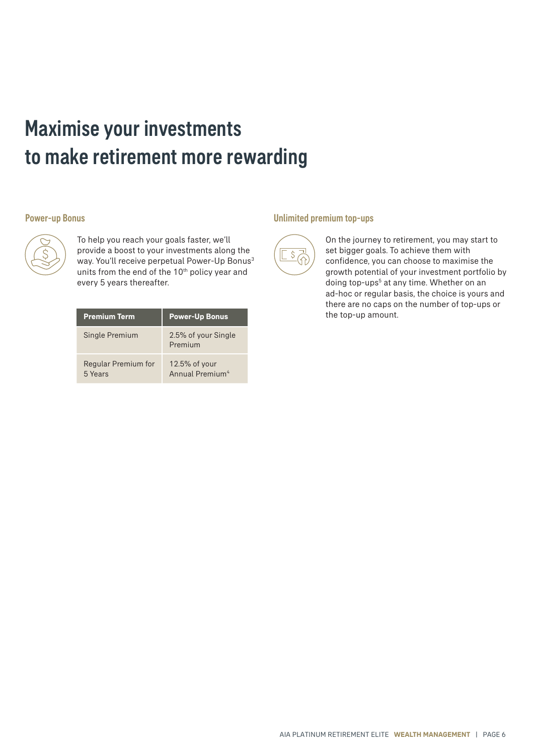# Maximise your investments to make retirement more rewarding

## Power-up Bonus

To help you reach your goals faster, we'll provide a boost to your investments along the way. You'll receive perpetual Power-Up Bonus[3] units from the end of the 10th policy year and every 5 years thereafter.

| Premium Term | Power-Up Bonus |
| --- | --- |
| Single Premium | 2.5% of your Single Premium |
| Regular Premium for 5 Years | 12.5% of your Annual Premium[4] |

## Unlimited premium top-ups

On the journey to retirement, you may start to set bigger goals. To achieve them with confidence, you can choose to maximise the growth potential of your investment portfolio by doing top-ups[5] at any time. Whether on an ad-hoc or regular basis, the choice is yours and there are no caps on the number of top-ups or the top-up amount.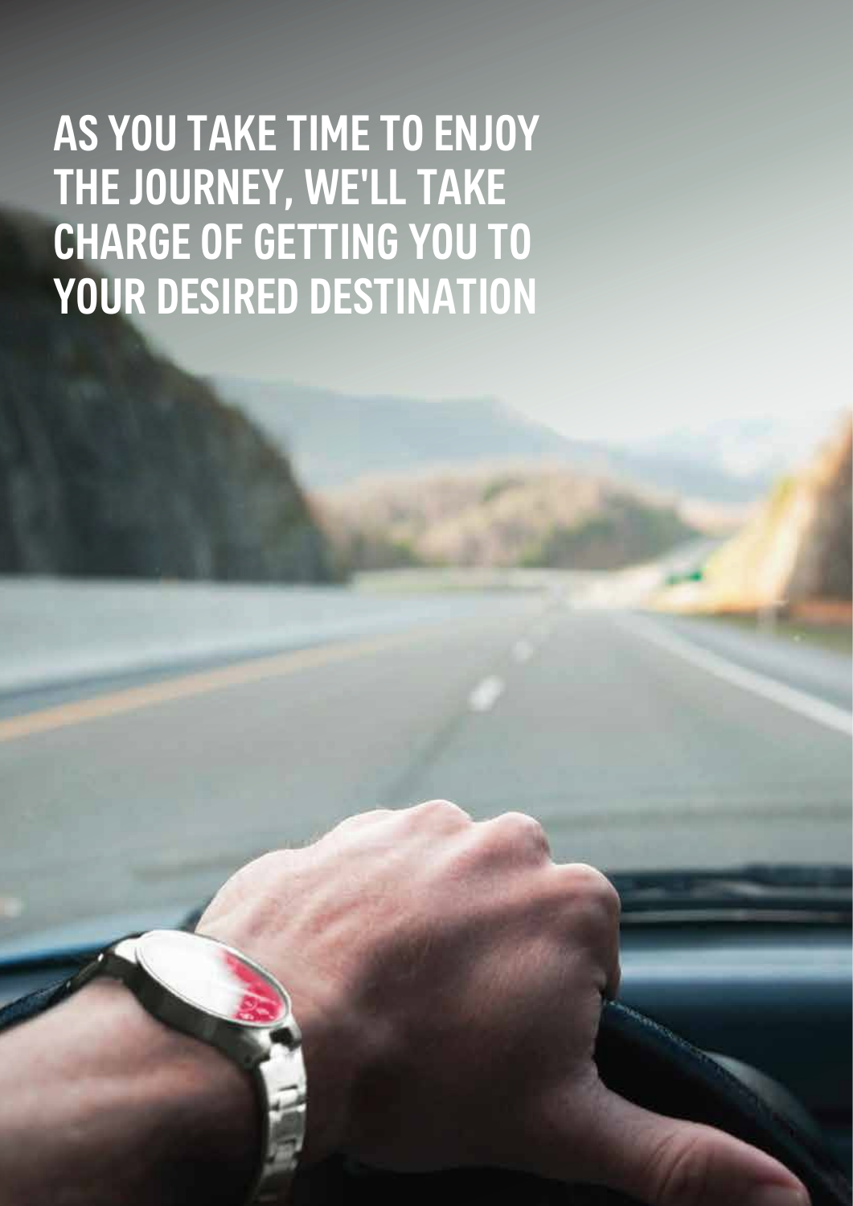# AS YOU TAKE TIME TO ENJOY THE JOURNEY, WE'LL TAKE CHARGE OF GETTING YOU TO YOUR DESIRED DESTINATION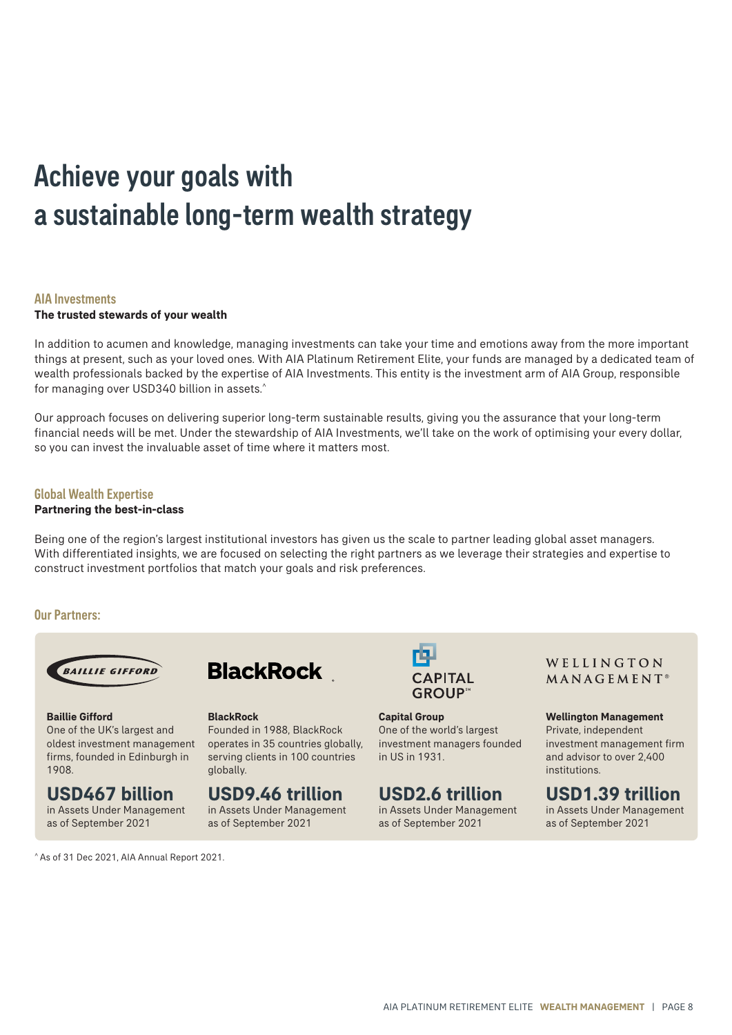# Achieve your goals with a sustainable long-term wealth strategy

### AIA Investments

**The trusted stewards of your wealth**

In addition to acumen and knowledge, managing investments can take your time and emotions away from the more important things at present, such as your loved ones. With AIA Platinum Retirement Elite, your funds are managed by a dedicated team of wealth professionals backed by the expertise of AIA Investments. This entity is the investment arm of AIA Group, responsible for managing over USD340 billion in assets.^

Our approach focuses on delivering superior long-term sustainable results, giving you the assurance that your long-term financial needs will be met. Under the stewardship of AIA Investments, we'll take on the work of optimising your every dollar, so you can invest the invaluable asset of time where it matters most.

### Global Wealth Expertise

**Partnering the best-in-class**

Being one of the region's largest institutional investors has given us the scale to partner leading global asset managers. With differentiated insights, we are focused on selecting the right partners as we leverage their strategies and expertise to construct investment portfolios that match your goals and risk preferences.

### Our Partners:

**Baillie Gifford**
One of the UK's largest and oldest investment management firms, founded in Edinburgh in 1908.

**USD467 billion**
in Assets Under Management as of September 2021

**BlackRock**
Founded in 1988, BlackRock operates in 35 countries globally, serving clients in 100 countries globally.

**USD9.46 trillion**
in Assets Under Management as of September 2021

**Capital Group**
One of the world's largest investment managers founded in US in 1931.

**USD2.6 trillion**
in Assets Under Management as of September 2021

**Wellington Management**
Private, independent investment management firm and advisor to over 2,400 institutions.

**USD1.39 trillion**
in Assets Under Management as of September 2021

^ As of 31 Dec 2021, AIA Annual Report 2021.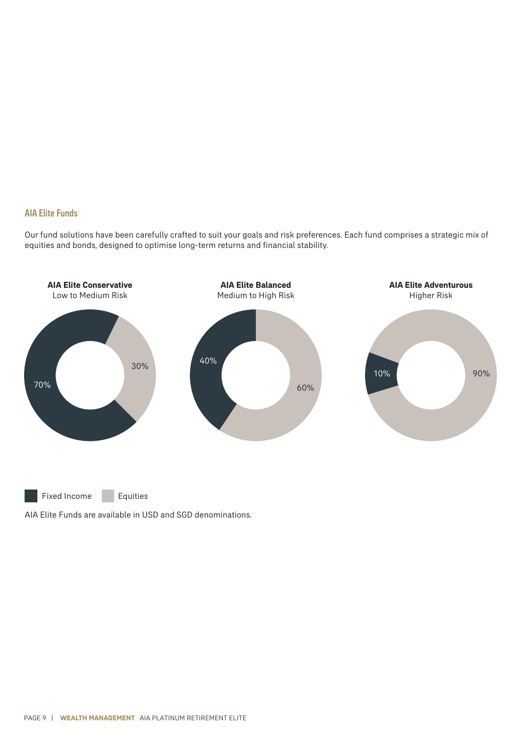## AIA Elite Funds

Our fund solutions have been carefully crafted to suit your goals and risk preferences. Each fund comprises a strategic mix of equities and bonds, designed to optimise long-term returns and financial stability.

| Fund | Risk | Fixed Income | Equities |
| --- | --- | --- | --- |
| **AIA Elite Conservative** | Low to Medium Risk | 70% | 30% |
| **AIA Elite Balanced** | Medium to High Risk | 40% | 60% |
| **AIA Elite Adventurous** | Higher Risk | 10% | 90% |

AIA Elite Funds are available in USD and SGD denominations.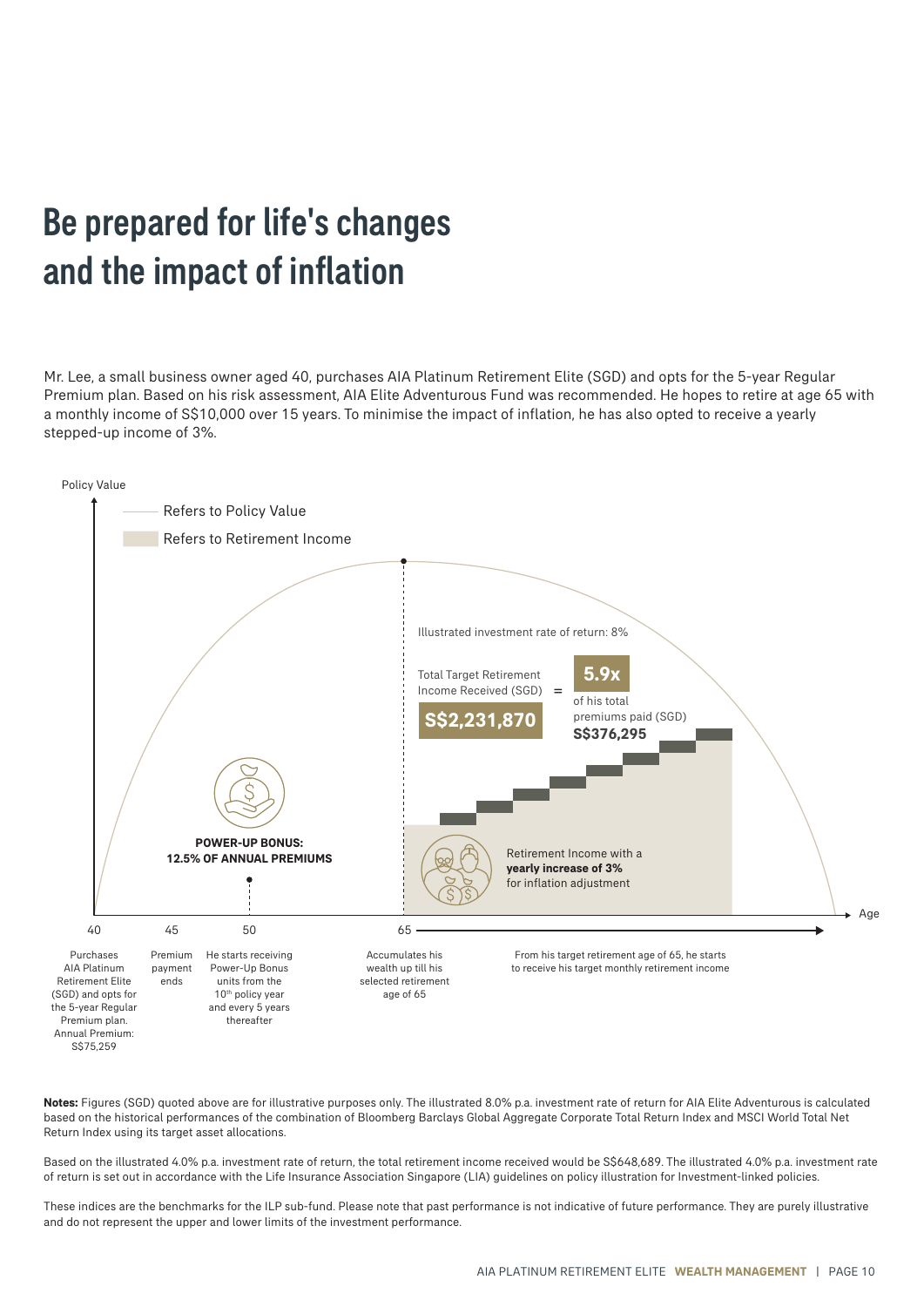# Be prepared for life's changes and the impact of inflation

Mr. Lee, a small business owner aged 40, purchases AIA Platinum Retirement Elite (SGD) and opts for the 5-year Regular Premium plan. Based on his risk assessment, AIA Elite Adventurous Fund was recommended. He hopes to retire at age 65 with a monthly income of S$10,000 over 15 years. To minimise the impact of inflation, he has also opted to receive a yearly stepped-up income of 3%.

Policy Value

Refers to Policy Value

Refers to Retirement Income

Illustrated investment rate of return: 8%

Total Target Retirement Income Received (SGD) **S$2,231,870** = **5.9x** of his total premiums paid (SGD) **S$376,295**

**POWER-UP BONUS: 12.5% OF ANNUAL PREMIUMS**

Retirement Income with a **yearly increase of 3%** for inflation adjustment

Age

- **40** – Purchases AIA Platinum Retirement Elite (SGD) and opts for the 5-year Regular Premium plan. Annual Premium: S$75,259
- **45** – Premium payment ends
- **50** – He starts receiving Power-Up Bonus units from the 10th policy year and every 5 years thereafter
- **65** – Accumulates his wealth up till his selected retirement age of 65
- From his target retirement age of 65, he starts to receive his target monthly retirement income

**Notes:** Figures (SGD) quoted above are for illustrative purposes only. The illustrated 8.0% p.a. investment rate of return for AIA Elite Adventurous is calculated based on the historical performances of the combination of Bloomberg Barclays Global Aggregate Corporate Total Return Index and MSCI World Total Net Return Index using its target asset allocations.

Based on the illustrated 4.0% p.a. investment rate of return, the total retirement income received would be S$648,689. The illustrated 4.0% p.a. investment rate of return is set out in accordance with the Life Insurance Association Singapore (LIA) guidelines on policy illustration for Investment-linked policies.

These indices are the benchmarks for the ILP sub-fund. Please note that past performance is not indicative of future performance. They are purely illustrative and do not represent the upper and lower limits of the investment performance.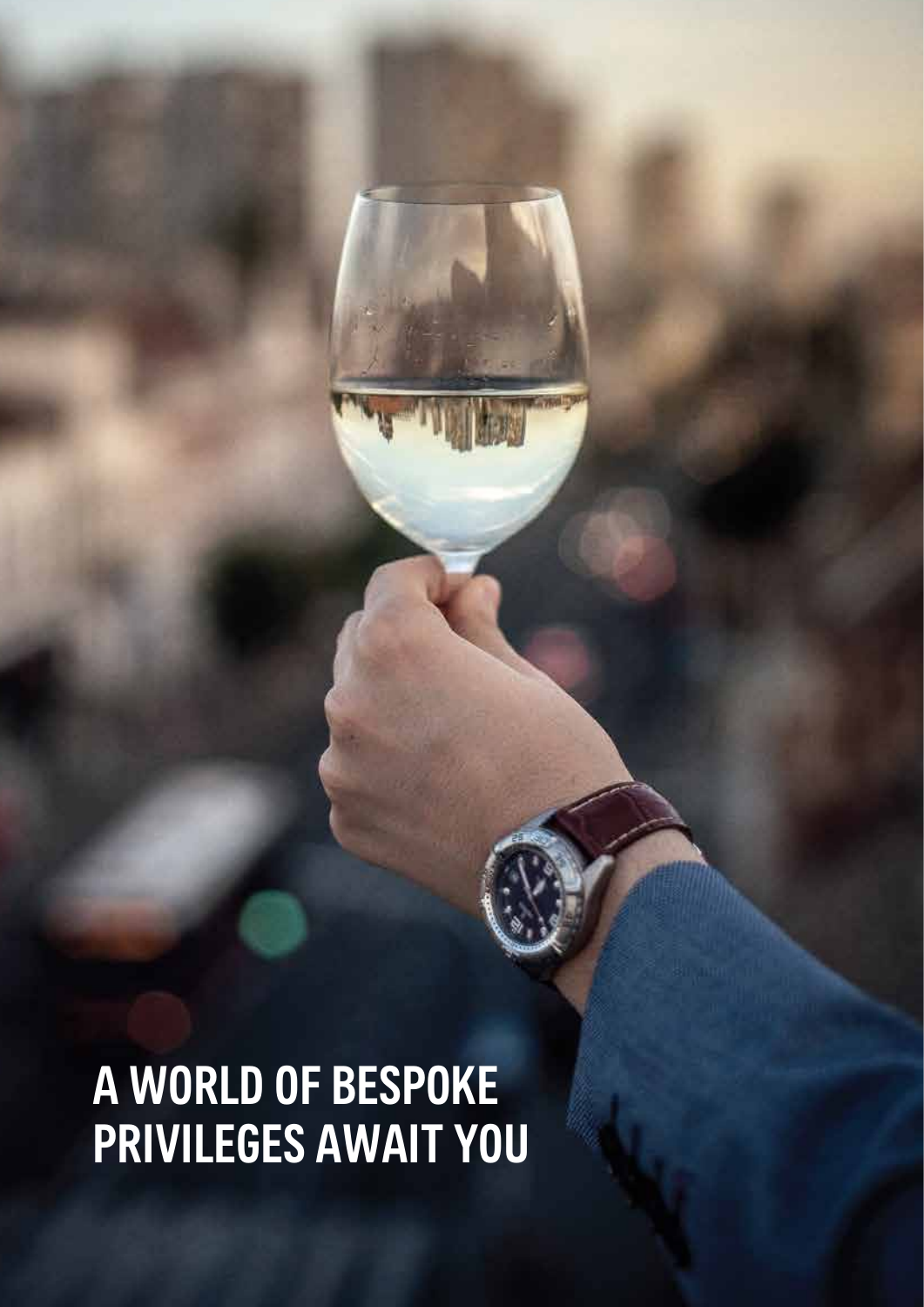# A WORLD OF BESPOKE PRIVILEGES AWAIT YOU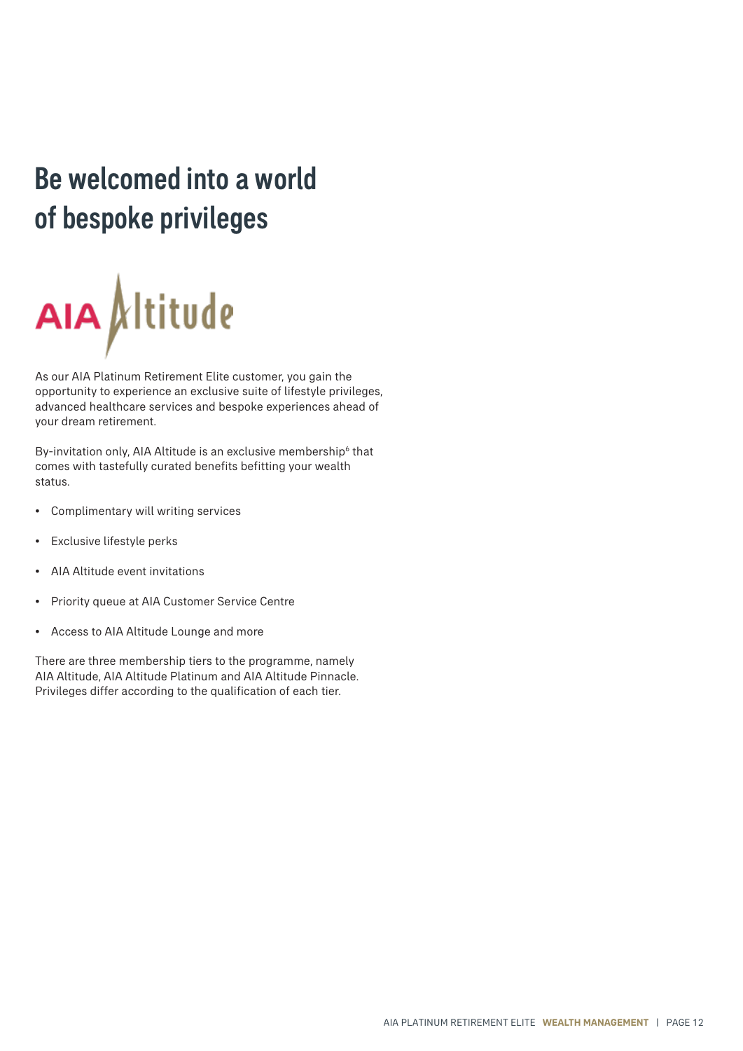# Be welcomed into a world of bespoke privileges

AIA Altitude

As our AIA Platinum Retirement Elite customer, you gain the opportunity to experience an exclusive suite of lifestyle privileges, advanced healthcare services and bespoke experiences ahead of your dream retirement.

By-invitation only, AIA Altitude is an exclusive membership[6] that comes with tastefully curated benefits befitting your wealth status.

- Complimentary will writing services
- Exclusive lifestyle perks
- AIA Altitude event invitations
- Priority queue at AIA Customer Service Centre
- Access to AIA Altitude Lounge and more

There are three membership tiers to the programme, namely AIA Altitude, AIA Altitude Platinum and AIA Altitude Pinnacle. Privileges differ according to the qualification of each tier.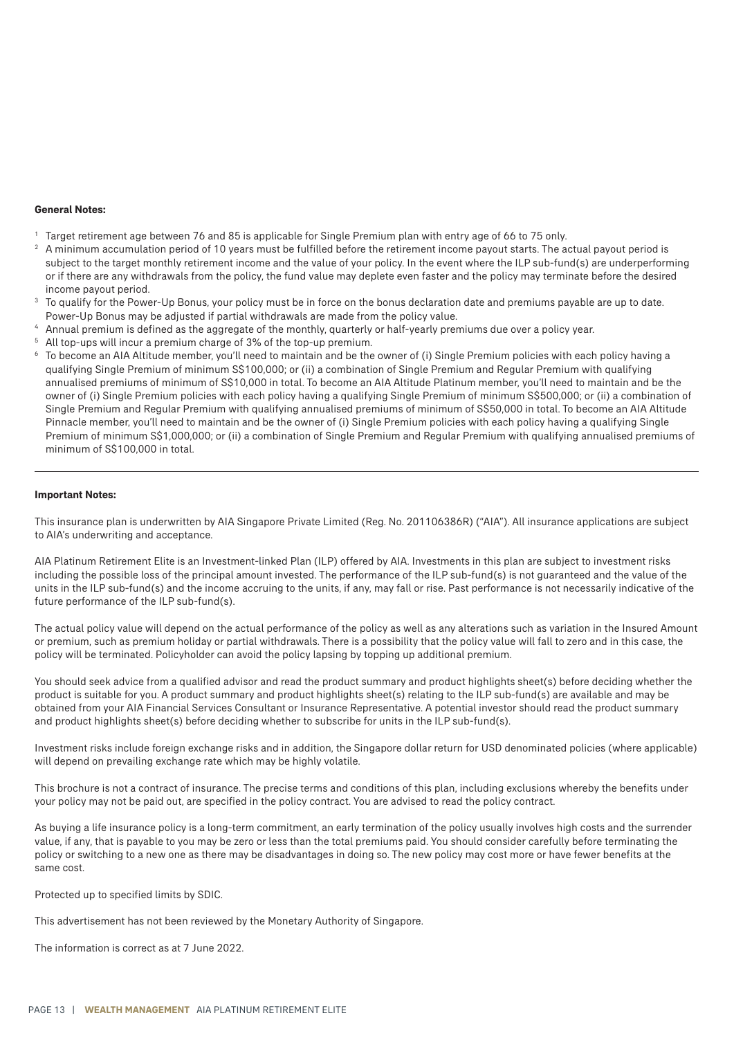**General Notes:**

[1] Target retirement age between 76 and 85 is applicable for Single Premium plan with entry age of 66 to 75 only.

[2] A minimum accumulation period of 10 years must be fulfilled before the retirement income payout starts. The actual payout period is subject to the target monthly retirement income and the value of your policy. In the event where the ILP sub-fund(s) are underperforming or if there are any withdrawals from the policy, the fund value may deplete even faster and the policy may terminate before the desired income payout period.

[3] To qualify for the Power-Up Bonus, your policy must be in force on the bonus declaration date and premiums payable are up to date. Power-Up Bonus may be adjusted if partial withdrawals are made from the policy value.

[4] Annual premium is defined as the aggregate of the monthly, quarterly or half-yearly premiums due over a policy year.

[5] All top-ups will incur a premium charge of 3% of the top-up premium.

[6] To become an AIA Altitude member, you'll need to maintain and be the owner of (i) Single Premium policies with each policy having a qualifying Single Premium of minimum S$100,000; or (ii) a combination of Single Premium and Regular Premium with qualifying annualised premiums of minimum of S$10,000 in total. To become an AIA Altitude Platinum member, you'll need to maintain and be the owner of (i) Single Premium policies with each policy having a qualifying Single Premium of minimum S$500,000; or (ii) a combination of Single Premium and Regular Premium with qualifying annualised premiums of minimum of S$50,000 in total. To become an AIA Altitude Pinnacle member, you'll need to maintain and be the owner of (i) Single Premium policies with each policy having a qualifying Single Premium of minimum S$1,000,000; or (ii) a combination of Single Premium and Regular Premium with qualifying annualised premiums of minimum of S$100,000 in total.

---

**Important Notes:**

This insurance plan is underwritten by AIA Singapore Private Limited (Reg. No. 201106386R) ("AIA"). All insurance applications are subject to AIA's underwriting and acceptance.

AIA Platinum Retirement Elite is an Investment-linked Plan (ILP) offered by AIA. Investments in this plan are subject to investment risks including the possible loss of the principal amount invested. The performance of the ILP sub-fund(s) is not guaranteed and the value of the units in the ILP sub-fund(s) and the income accruing to the units, if any, may fall or rise. Past performance is not necessarily indicative of the future performance of the ILP sub-fund(s).

The actual policy value will depend on the actual performance of the policy as well as any alterations such as variation in the Insured Amount or premium, such as premium holiday or partial withdrawals. There is a possibility that the policy value will fall to zero and in this case, the policy will be terminated. Policyholder can avoid the policy lapsing by topping up additional premium.

You should seek advice from a qualified advisor and read the product summary and product highlights sheet(s) before deciding whether the product is suitable for you. A product summary and product highlights sheet(s) relating to the ILP sub-fund(s) are available and may be obtained from your AIA Financial Services Consultant or Insurance Representative. A potential investor should read the product summary and product highlights sheet(s) before deciding whether to subscribe for units in the ILP sub-fund(s).

Investment risks include foreign exchange risks and in addition, the Singapore dollar return for USD denominated policies (where applicable) will depend on prevailing exchange rate which may be highly volatile.

This brochure is not a contract of insurance. The precise terms and conditions of this plan, including exclusions whereby the benefits under your policy may not be paid out, are specified in the policy contract. You are advised to read the policy contract.

As buying a life insurance policy is a long-term commitment, an early termination of the policy usually involves high costs and the surrender value, if any, that is payable to you may be zero or less than the total premiums paid. You should consider carefully before terminating the policy or switching to a new one as there may be disadvantages in doing so. The new policy may cost more or have fewer benefits at the same cost.

Protected up to specified limits by SDIC.

This advertisement has not been reviewed by the Monetary Authority of Singapore.

The information is correct as at 7 June 2022.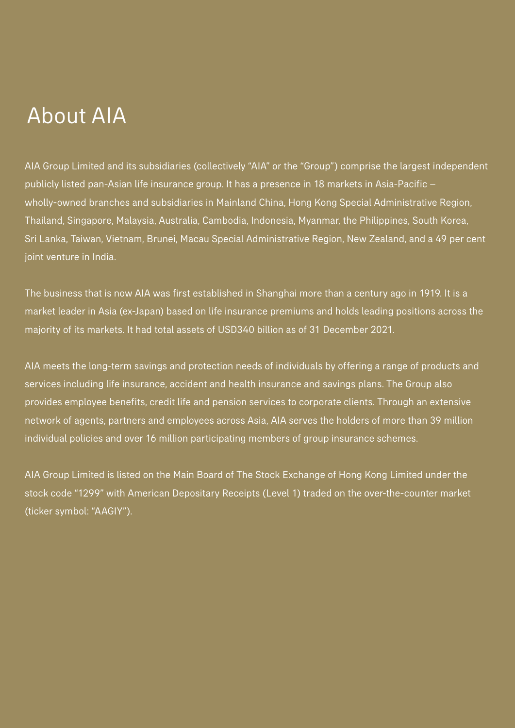# About AIA

AIA Group Limited and its subsidiaries (collectively "AIA" or the "Group") comprise the largest independent publicly listed pan-Asian life insurance group. It has a presence in 18 markets in Asia-Pacific – wholly-owned branches and subsidiaries in Mainland China, Hong Kong Special Administrative Region, Thailand, Singapore, Malaysia, Australia, Cambodia, Indonesia, Myanmar, the Philippines, South Korea, Sri Lanka, Taiwan, Vietnam, Brunei, Macau Special Administrative Region, New Zealand, and a 49 per cent joint venture in India.

The business that is now AIA was first established in Shanghai more than a century ago in 1919. It is a market leader in Asia (ex-Japan) based on life insurance premiums and holds leading positions across the majority of its markets. It had total assets of USD340 billion as of 31 December 2021.

AIA meets the long-term savings and protection needs of individuals by offering a range of products and services including life insurance, accident and health insurance and savings plans. The Group also provides employee benefits, credit life and pension services to corporate clients. Through an extensive network of agents, partners and employees across Asia, AIA serves the holders of more than 39 million individual policies and over 16 million participating members of group insurance schemes.

AIA Group Limited is listed on the Main Board of The Stock Exchange of Hong Kong Limited under the stock code "1299" with American Depositary Receipts (Level 1) traded on the over-the-counter market (ticker symbol: "AAGIY").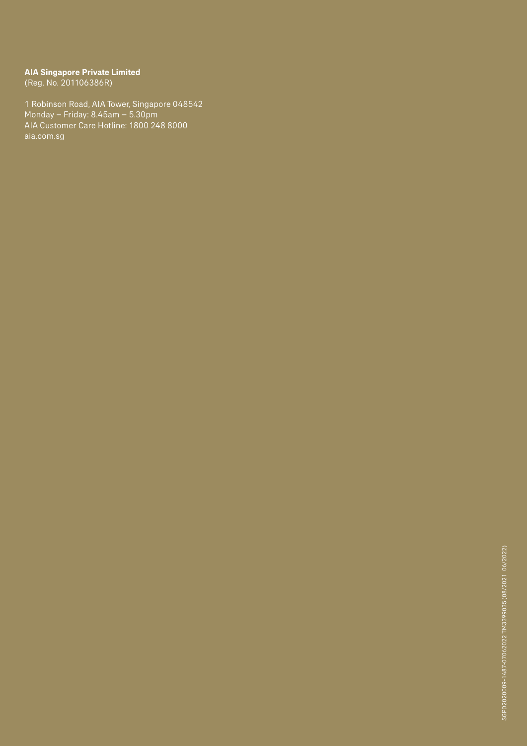**AIA Singapore Private Limited**
(Reg. No. 201106386R)

1 Robinson Road, AIA Tower, Singapore 048542
Monday – Friday: 8.45am – 5.30pm
AIA Customer Care Hotline: 1800 248 8000
aia.com.sg

SGPD2020009-1487-07062022 TM3399035 (08/2021 06/2022)